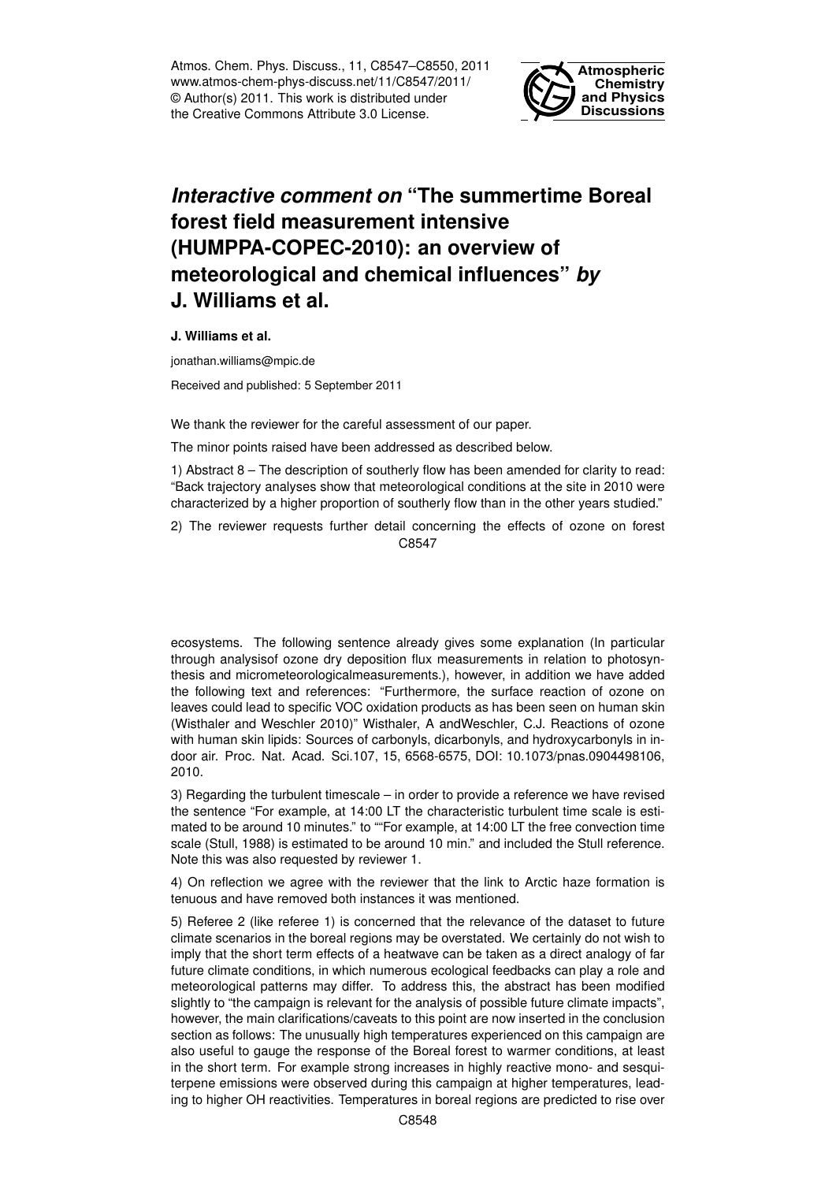# *Interactive comment on* "The summertime Boreal forest field measurement intensive (HUMPPA-COPEC-2010): an overview of meteorological and chemical influences" *by* J. Williams et al.

**J. Williams et al.**

jonathan.williams@mpic.de

Received and published: 5 September 2011

We thank the reviewer for the careful assessment of our paper.

The minor points raised have been addressed as described below.

1) Abstract 8 – The description of southerly flow has been amended for clarity to read: "Back trajectory analyses show that meteorological conditions at the site in 2010 were characterized by a higher proportion of southerly flow than in the other years studied."

2) The reviewer requests further detail concerning the effects of ozone on forest ecosystems. The following sentence already gives some explanation (In particular through analysisof ozone dry deposition flux measurements in relation to photosynthesis and micrometeorologicalmeasurements.), however, in addition we have added the following text and references: "Furthermore, the surface reaction of ozone on leaves could lead to specific VOC oxidation products as has been seen on human skin (Wisthaler and Weschler 2010)" Wisthaler, A andWeschler, C.J. Reactions of ozone with human skin lipids: Sources of carbonyls, dicarbonyls, and hydroxycarbonyls in indoor air. Proc. Nat. Acad. Sci.107, 15, 6568-6575, DOI: 10.1073/pnas.0904498106, 2010.

3) Regarding the turbulent timescale – in order to provide a reference we have revised the sentence "For example, at 14:00 LT the characteristic turbulent time scale is estimated to be around 10 minutes." to ""For example, at 14:00 LT the free convection time scale (Stull, 1988) is estimated to be around 10 min." and included the Stull reference. Note this was also requested by reviewer 1.

4) On reflection we agree with the reviewer that the link to Arctic haze formation is tenuous and have removed both instances it was mentioned.

5) Referee 2 (like referee 1) is concerned that the relevance of the dataset to future climate scenarios in the boreal regions may be overstated. We certainly do not wish to imply that the short term effects of a heatwave can be taken as a direct analogy of far future climate conditions, in which numerous ecological feedbacks can play a role and meteorological patterns may differ. To address this, the abstract has been modified slightly to "the campaign is relevant for the analysis of possible future climate impacts", however, the main clarifications/caveats to this point are now inserted in the conclusion section as follows: The unusually high temperatures experienced on this campaign are also useful to gauge the response of the Boreal forest to warmer conditions, at least in the short term. For example strong increases in highly reactive mono- and sesquiterpene emissions were observed during this campaign at higher temperatures, leading to higher OH reactivities. Temperatures in boreal regions are predicted to rise over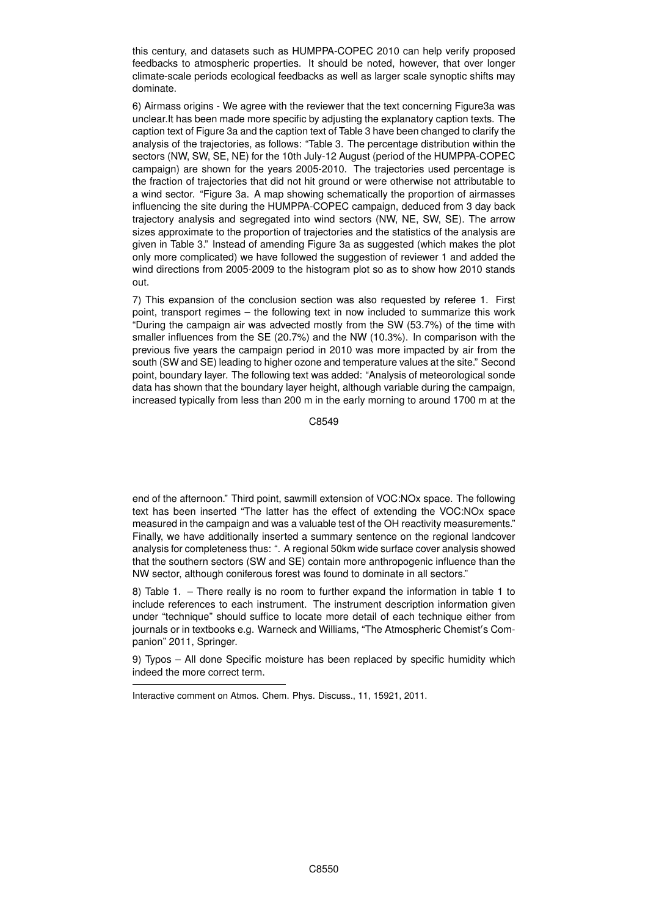this century, and datasets such as HUMPPA-COPEC 2010 can help verify proposed feedbacks to atmospheric properties. It should be noted, however, that over longer climate-scale periods ecological feedbacks as well as larger scale synoptic shifts may dominate.

6) Airmass origins - We agree with the reviewer that the text concerning Figure3a was unclear.It has been made more specific by adjusting the explanatory caption texts. The caption text of Figure 3a and the caption text of Table 3 have been changed to clarify the analysis of the trajectories, as follows: "Table 3. The percentage distribution within the sectors (NW, SW, SE, NE) for the 10th July-12 August (period of the HUMPPA-COPEC campaign) are shown for the years 2005-2010. The trajectories used percentage is the fraction of trajectories that did not hit ground or were otherwise not attributable to a wind sector. "Figure 3a. A map showing schematically the proportion of airmasses influencing the site during the HUMPPA-COPEC campaign, deduced from 3 day back trajectory analysis and segregated into wind sectors (NW, NE, SW, SE). The arrow sizes approximate to the proportion of trajectories and the statistics of the analysis are given in Table 3." Instead of amending Figure 3a as suggested (which makes the plot only more complicated) we have followed the suggestion of reviewer 1 and added the wind directions from 2005-2009 to the histogram plot so as to show how 2010 stands out.

7) This expansion of the conclusion section was also requested by referee 1. First point, transport regimes – the following text in now included to summarize this work "During the campaign air was advected mostly from the SW (53.7%) of the time with smaller influences from the SE (20.7%) and the NW (10.3%). In comparison with the previous five years the campaign period in 2010 was more impacted by air from the south (SW and SE) leading to higher ozone and temperature values at the site." Second point, boundary layer. The following text was added: "Analysis of meteorological sonde data has shown that the boundary layer height, although variable during the campaign, increased typically from less than 200 m in the early morning to around 1700 m at the end of the afternoon." Third point, sawmill extension of VOC:NOx space. The following text has been inserted "The latter has the effect of extending the VOC:NOx space measured in the campaign and was a valuable test of the OH reactivity measurements." Finally, we have additionally inserted a summary sentence on the regional landcover analysis for completeness thus: ". A regional 50km wide surface cover analysis showed that the southern sectors (SW and SE) contain more anthropogenic influence than the NW sector, although coniferous forest was found to dominate in all sectors."

8) Table 1. – There really is no room to further expand the information in table 1 to include references to each instrument. The instrument description information given under "technique" should suffice to locate more detail of each technique either from journals or in textbooks e.g. Warneck and Williams, "The Atmospheric Chemist's Companion" 2011, Springer.

9) Typos – All done Specific moisture has been replaced by specific humidity which indeed the more correct term.

---

Interactive comment on Atmos. Chem. Phys. Discuss., 11, 15921, 2011.